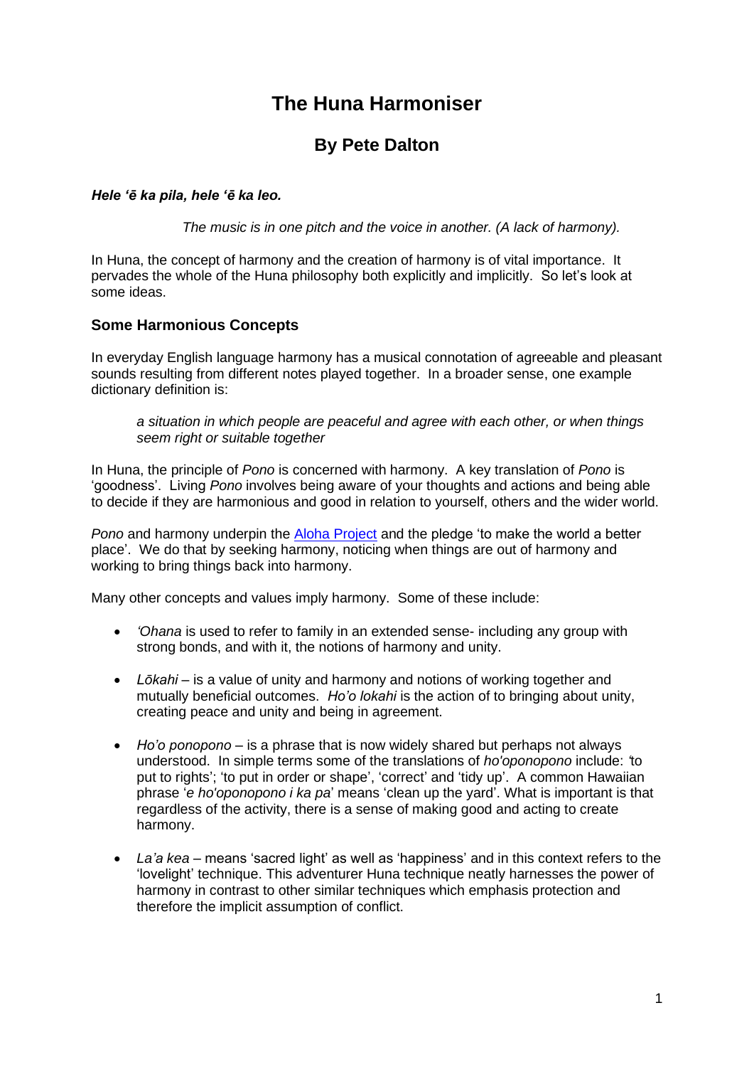# The Huna Harmoniser

## By Pete Dalton

***Hele ʻē ka pila, hele ʻē ka leo.***

*The music is in one pitch and the voice in another. (A lack of harmony).*

In Huna, the concept of harmony and the creation of harmony is of vital importance. It pervades the whole of the Huna philosophy both explicitly and implicitly. So let's look at some ideas.

### Some Harmonious Concepts

In everyday English language harmony has a musical connotation of agreeable and pleasant sounds resulting from different notes played together. In a broader sense, one example dictionary definition is:

> *a situation in which people are peaceful and agree with each other, or when things seem right or suitable together*

In Huna, the principle of *Pono* is concerned with harmony. A key translation of *Pono* is 'goodness'. Living *Pono* involves being aware of your thoughts and actions and being able to decide if they are harmonious and good in relation to yourself, others and the wider world.

*Pono* and harmony underpin the Aloha Project and the pledge 'to make the world a better place'. We do that by seeking harmony, noticing when things are out of harmony and working to bring things back into harmony.

Many other concepts and values imply harmony. Some of these include:

- *'Ohana* is used to refer to family in an extended sense- including any group with strong bonds, and with it, the notions of harmony and unity.
- *Lōkahi* – is a value of unity and harmony and notions of working together and mutually beneficial outcomes. *Ho'o lokahi* is the action of to bringing about unity, creating peace and unity and being in agreement.
- *Ho'o ponopono* – is a phrase that is now widely shared but perhaps not always understood. In simple terms some of the translations of *ho'oponopono* include: 'to put to rights'; 'to put in order or shape', 'correct' and 'tidy up'. A common Hawaiian phrase '*e ho'oponopono i ka pa*' means 'clean up the yard'. What is important is that regardless of the activity, there is a sense of making good and acting to create harmony.
- *La'a kea* – means 'sacred light' as well as 'happiness' and in this context refers to the 'lovelight' technique. This adventurer Huna technique neatly harnesses the power of harmony in contrast to other similar techniques which emphasis protection and therefore the implicit assumption of conflict.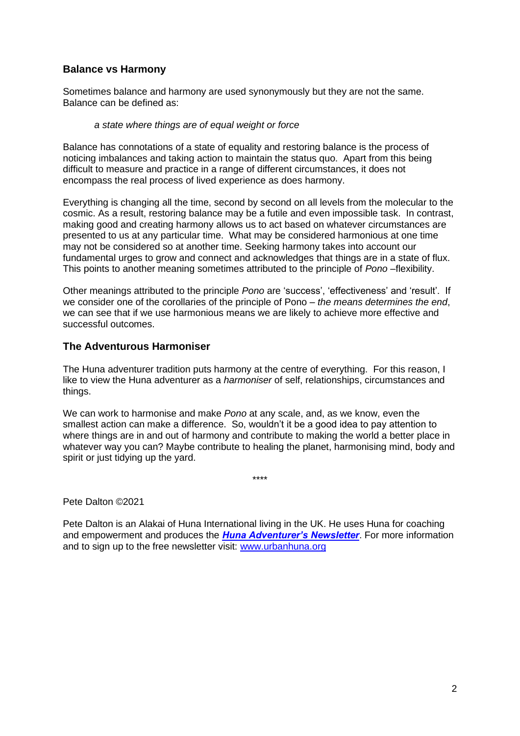## Balance vs Harmony

Sometimes balance and harmony are used synonymously but they are not the same. Balance can be defined as:

> *a state where things are of equal weight or force*

Balance has connotations of a state of equality and restoring balance is the process of noticing imbalances and taking action to maintain the status quo. Apart from this being difficult to measure and practice in a range of different circumstances, it does not encompass the real process of lived experience as does harmony.

Everything is changing all the time, second by second on all levels from the molecular to the cosmic. As a result, restoring balance may be a futile and even impossible task. In contrast, making good and creating harmony allows us to act based on whatever circumstances are presented to us at any particular time. What may be considered harmonious at one time may not be considered so at another time. Seeking harmony takes into account our fundamental urges to grow and connect and acknowledges that things are in a state of flux. This points to another meaning sometimes attributed to the principle of *Pono* –flexibility.

Other meanings attributed to the principle *Pono* are 'success', 'effectiveness' and 'result'. If we consider one of the corollaries of the principle of Pono – *the means determines the end*, we can see that if we use harmonious means we are likely to achieve more effective and successful outcomes.

## The Adventurous Harmoniser

The Huna adventurer tradition puts harmony at the centre of everything. For this reason, I like to view the Huna adventurer as a *harmoniser* of self, relationships, circumstances and things.

We can work to harmonise and make *Pono* at any scale, and, as we know, even the smallest action can make a difference. So, wouldn't it be a good idea to pay attention to where things are in and out of harmony and contribute to making the world a better place in whatever way you can? Maybe contribute to healing the planet, harmonising mind, body and spirit or just tidying up the yard.

\*\*\*\*

Pete Dalton ©2021

Pete Dalton is an Alakai of Huna International living in the UK. He uses Huna for coaching and empowerment and produces the ***Huna Adventurer's Newsletter***. For more information and to sign up to the free newsletter visit: www.urbanhuna.org